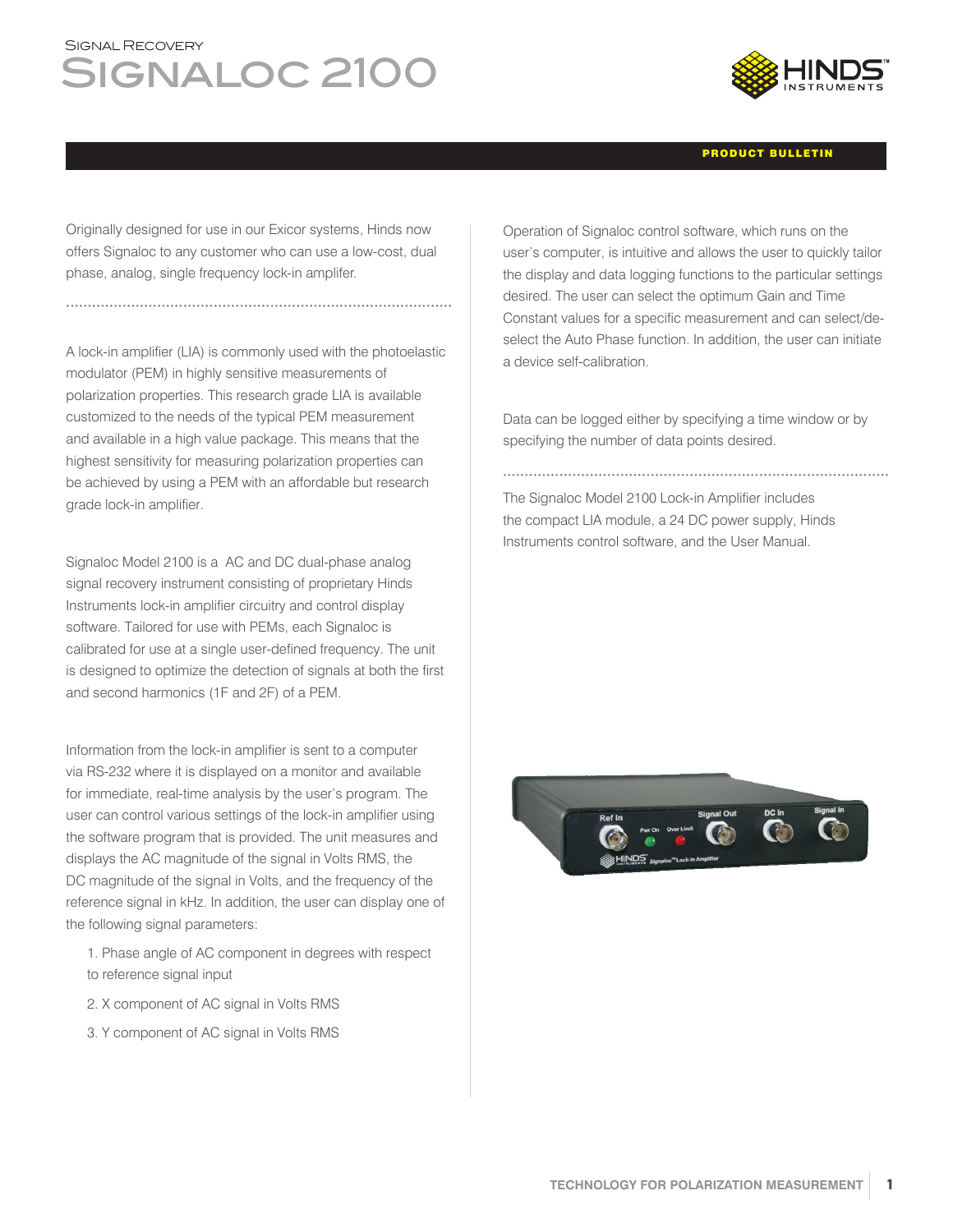Signal Recovery

# Signaloc 2100

**PRODUCT BULLETIN**

Originally designed for use in our Exicor systems, Hinds now offers Signaloc to any customer who can use a low-cost, dual phase, analog, single frequency lock-in amplifer.

A lock-in amplifier (LIA) is commonly used with the photoelastic modulator (PEM) in highly sensitive measurements of polarization properties. This research grade LIA is available customized to the needs of the typical PEM measurement and available in a high value package. This means that the highest sensitivity for measuring polarization properties can be achieved by using a PEM with an affordable but research grade lock-in amplifier.

Signaloc Model 2100 is a AC and DC dual-phase analog signal recovery instrument consisting of proprietary Hinds Instruments lock-in amplifier circuitry and control display software. Tailored for use with PEMs, each Signaloc is calibrated for use at a single user-defined frequency. The unit is designed to optimize the detection of signals at both the first and second harmonics (1F and 2F) of a PEM.

Information from the lock-in amplifier is sent to a computer via RS-232 where it is displayed on a monitor and available for immediate, real-time analysis by the user's program. The user can control various settings of the lock-in amplifier using the software program that is provided. The unit measures and displays the AC magnitude of the signal in Volts RMS, the DC magnitude of the signal in Volts, and the frequency of the reference signal in kHz. In addition, the user can display one of the following signal parameters:

1. Phase angle of AC component in degrees with respect to reference signal input
2. X component of AC signal in Volts RMS
3. Y component of AC signal in Volts RMS

Operation of Signaloc control software, which runs on the user's computer, is intuitive and allows the user to quickly tailor the display and data logging functions to the particular settings desired. The user can select the optimum Gain and Time Constant values for a specific measurement and can select/de-select the Auto Phase function. In addition, the user can initiate a device self-calibration.

Data can be logged either by specifying a time window or by specifying the number of data points desired.

The Signaloc Model 2100 Lock-in Amplifier includes the compact LIA module, a 24 DC power supply, Hinds Instruments control software, and the User Manual.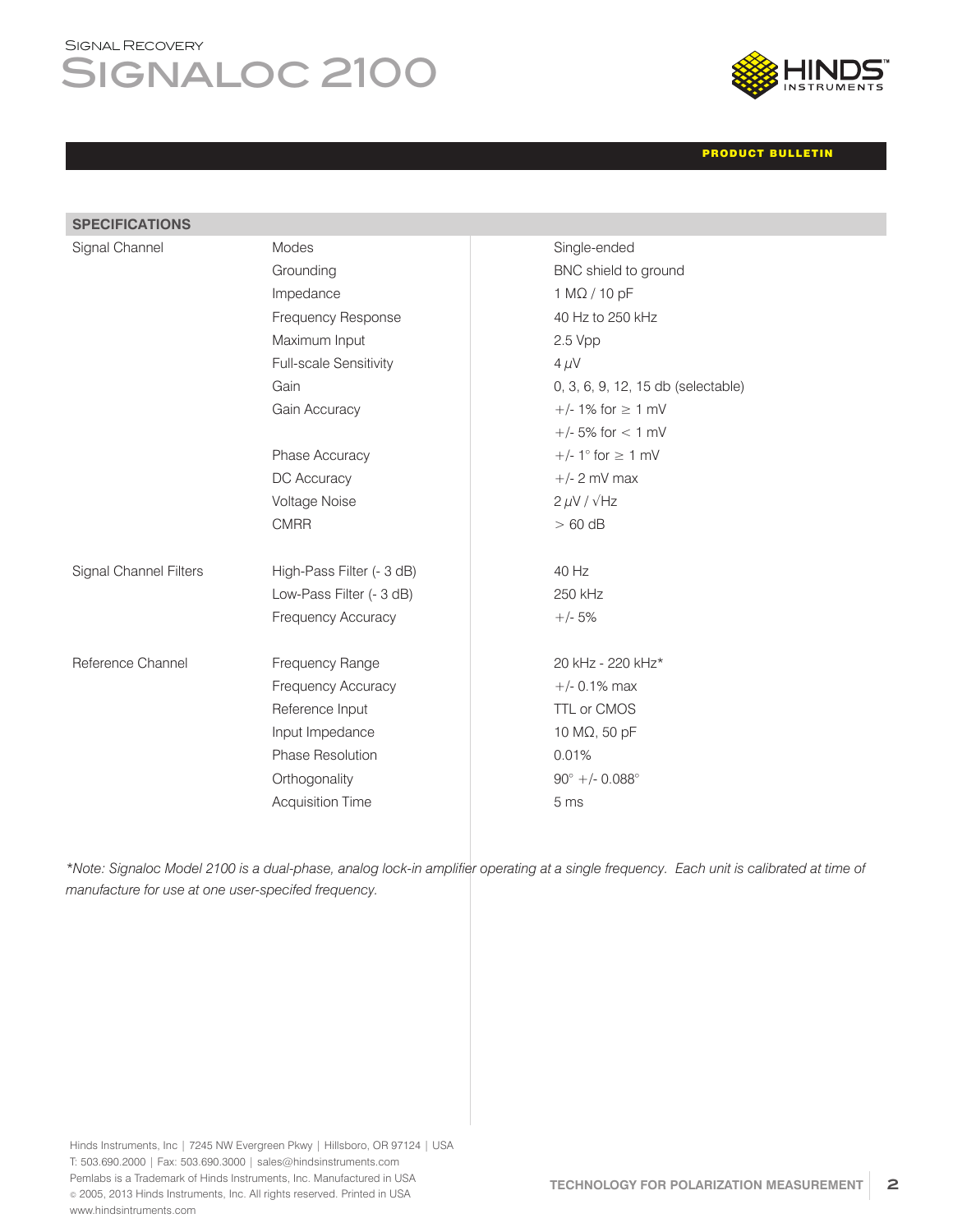## SPECIFICATIONS

| | | |
|---|---|---|
| Signal Channel | Modes | Single-ended |
| | Grounding | BNC shield to ground |
| | Impedance | 1 MΩ / 10 pF |
| | Frequency Response | 40 Hz to 250 kHz |
| | Maximum Input | 2.5 Vpp |
| | Full-scale Sensitivity | 4 μV |
| | Gain | 0, 3, 6, 9, 12, 15 db (selectable) |
| | Gain Accuracy | +/- 1% for ≥ 1 mV |
| | | +/- 5% for < 1 mV |
| | Phase Accuracy | +/- 1° for ≥ 1 mV |
| | DC Accuracy | +/- 2 mV max |
| | Voltage Noise | 2 μV / √Hz |
| | CMRR | > 60 dB |
| Signal Channel Filters | High-Pass Filter (- 3 dB) | 40 Hz |
| | Low-Pass Filter (- 3 dB) | 250 kHz |
| | Frequency Accuracy | +/- 5% |
| Reference Channel | Frequency Range | 20 kHz - 220 kHz* |
| | Frequency Accuracy | +/- 0.1% max |
| | Reference Input | TTL or CMOS |
| | Input Impedance | 10 MΩ, 50 pF |
| | Phase Resolution | 0.01% |
| | Orthogonality | 90° +/- 0.088° |
| | Acquisition Time | 5 ms |

*\*Note: Signaloc Model 2100 is a dual-phase, analog lock-in amplifier operating at a single frequency. Each unit is calibrated at time of manufacture for use at one user-specifed frequency.*

Hinds Instruments, Inc | 7245 NW Evergreen Pkwy | Hillsboro, OR 97124 | USA
T: 503.690.2000 | Fax: 503.690.3000 | sales@hindsinstruments.com
Pemlabs is a Trademark of Hinds Instruments, Inc. Manufactured in USA
© 2005, 2013 Hinds Instruments, Inc. All rights reserved. Printed in USA
www.hindsinstruments.com

TECHNOLOGY FOR POLARIZATION MEASUREMENT